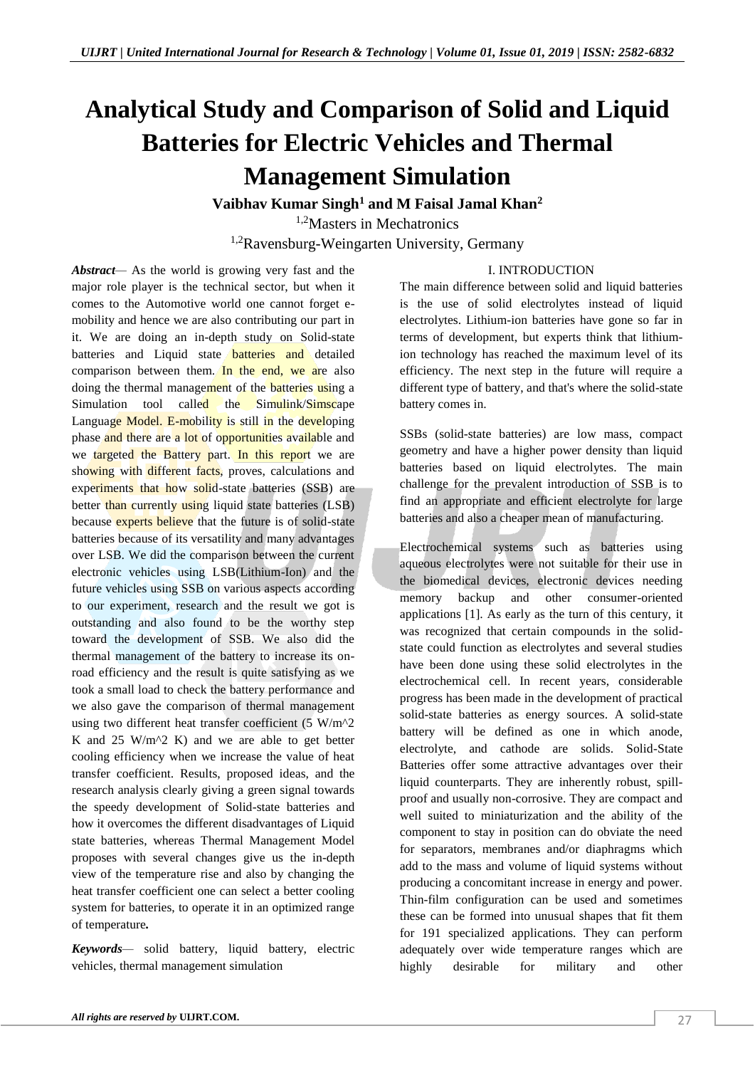# Analytical Study and Comparison of Solid and Liquid Batteries for Electric Vehicles and Thermal Management Simulation

**Vaibhav Kumar Singh[1] and M Faisal Jamal Khan[2]**

[1,2]Masters in Mechatronics

[1,2]Ravensburg-Weingarten University, Germany

***Abstract***— As the world is growing very fast and the major role player is the technical sector, but when it comes to the Automotive world one cannot forget e-mobility and hence we are also contributing our part in it. We are doing an in-depth study on Solid-state batteries and Liquid state batteries and detailed comparison between them. In the end, we are also doing the thermal management of the batteries using a Simulation tool called the Simulink/Simscape Language Model. E-mobility is still in the developing phase and there are a lot of opportunities available and we targeted the Battery part. In this report we are showing with different facts, proves, calculations and experiments that how solid-state batteries (SSB) are better than currently using liquid state batteries (LSB) because experts believe that the future is of solid-state batteries because of its versatility and many advantages over LSB. We did the comparison between the current electronic vehicles using LSB(Lithium-Ion) and the future vehicles using SSB on various aspects according to our experiment, research and the result we got is outstanding and also found to be the worthy step toward the development of SSB. We also did the thermal management of the battery to increase its on-road efficiency and the result is quite satisfying as we took a small load to check the battery performance and we also gave the comparison of thermal management using two different heat transfer coefficient (5 W/m^2 K and 25 W/m^2 K) and we are able to get better cooling efficiency when we increase the value of heat transfer coefficient. Results, proposed ideas, and the research analysis clearly giving a green signal towards the speedy development of Solid-state batteries and how it overcomes the different disadvantages of Liquid state batteries, whereas Thermal Management Model proposes with several changes give us the in-depth view of the temperature rise and also by changing the heat transfer coefficient one can select a better cooling system for batteries, to operate it in an optimized range of temperature**.**

***Keywords***— solid battery, liquid battery, electric vehicles, thermal management simulation

## I. INTRODUCTION

The main difference between solid and liquid batteries is the use of solid electrolytes instead of liquid electrolytes. Lithium-ion batteries have gone so far in terms of development, but experts think that lithium-ion technology has reached the maximum level of its efficiency. The next step in the future will require a different type of battery, and that's where the solid-state battery comes in.

SSBs (solid-state batteries) are low mass, compact geometry and have a higher power density than liquid batteries based on liquid electrolytes. The main challenge for the prevalent introduction of SSB is to find an appropriate and efficient electrolyte for large batteries and also a cheaper mean of manufacturing.

Electrochemical systems such as batteries using aqueous electrolytes were not suitable for their use in the biomedical devices, electronic devices needing memory backup and other consumer-oriented applications [1]. As early as the turn of this century, it was recognized that certain compounds in the solid-state could function as electrolytes and several studies have been done using these solid electrolytes in the electrochemical cell. In recent years, considerable progress has been made in the development of practical solid-state batteries as energy sources. A solid-state battery will be defined as one in which anode, electrolyte, and cathode are solids. Solid-State Batteries offer some attractive advantages over their liquid counterparts. They are inherently robust, spill-proof and usually non-corrosive. They are compact and well suited to miniaturization and the ability of the component to stay in position can do obviate the need for separators, membranes and/or diaphragms which add to the mass and volume of liquid systems without producing a concomitant increase in energy and power. Thin-film configuration can be used and sometimes these can be formed into unusual shapes that fit them for 191 specialized applications. They can perform adequately over wide temperature ranges which are highly desirable for military and other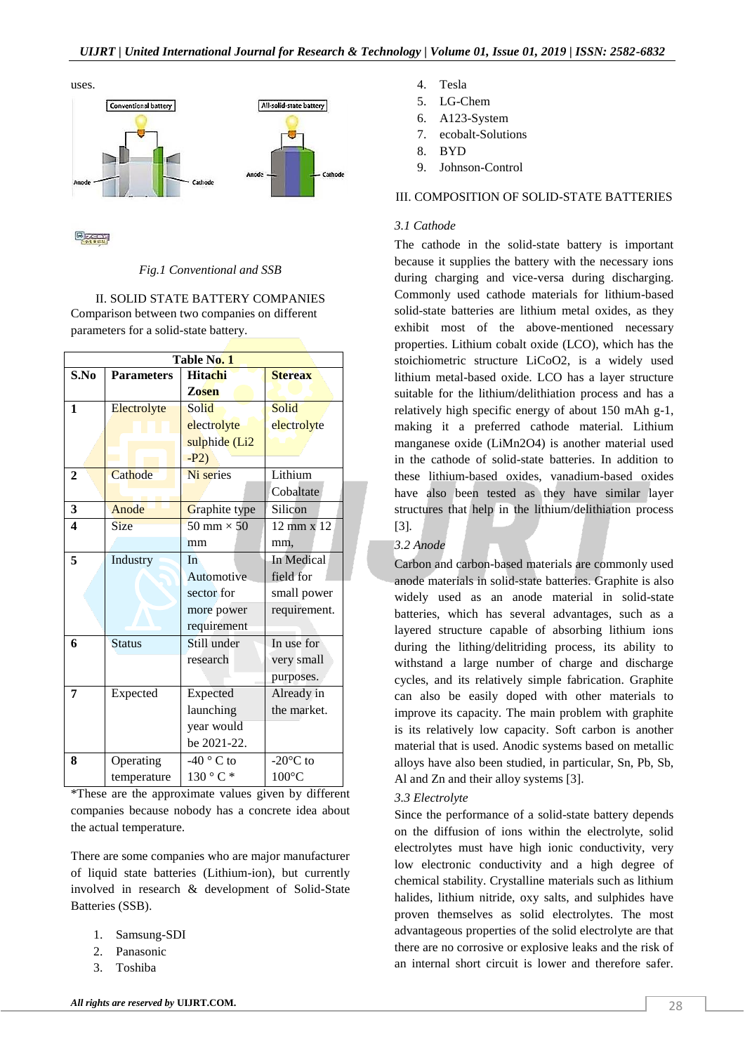uses.

*Fig.1 Conventional and SSB*

## II. SOLID STATE BATTERY COMPANIES

Comparison between two companies on different parameters for a solid-state battery.

**Table No. 1**

| S.No | Parameters | Hitachi Zosen | Stereax |
|---|---|---|---|
| 1 | Electrolyte | Solid electrolyte sulphide (Li2 -P2) | Solid electrolyte |
| 2 | Cathode | Ni series | Lithium Cobaltate |
| 3 | Anode | Graphite type | Silicon |
| 4 | Size | 50 mm × 50 mm | 12 mm x 12 mm, |
| 5 | Industry | In Automotive sector for more power requirement | In Medical field for small power requirement. |
| 6 | Status | Still under research | In use for very small purposes. |
| 7 | Expected | Expected launching year would be 2021-22. | Already in the market. |
| 8 | Operating temperature | -40 ° C to 130 ° C * | -20°C to 100°C |

*These are the approximate values given by different companies because nobody has a concrete idea about the actual temperature.

There are some companies who are major manufacturer of liquid state batteries (Lithium-ion), but currently involved in research & development of Solid-State Batteries (SSB).

1. Samsung-SDI
2. Panasonic
3. Toshiba
4. Tesla
5. LG-Chem
6. A123-System
7. ecobalt-Solutions
8. BYD
9. Johnson-Control

## III. COMPOSITION OF SOLID-STATE BATTERIES

### *3.1 Cathode*

The cathode in the solid-state battery is important because it supplies the battery with the necessary ions during charging and vice-versa during discharging. Commonly used cathode materials for lithium-based solid-state batteries are lithium metal oxides, as they exhibit most of the above-mentioned necessary properties. Lithium cobalt oxide (LCO), which has the stoichiometric structure $LiCoO_2$, is a widely used lithium metal-based oxide. LCO has a layer structure suitable for the lithium/delithiation process and has a relatively high specific energy of about 150 mAh g-1, making it a preferred cathode material. Lithium manganese oxide ($LiMn_2O_4$) is another material used in the cathode of solid-state batteries. In addition to these lithium-based oxides, vanadium-based oxides have also been tested as they have similar layer structures that help in the lithium/delithiation process [3].

### *3.2 Anode*

Carbon and carbon-based materials are commonly used anode materials in solid-state batteries. Graphite is also widely used as an anode material in solid-state batteries, which has several advantages, such as a layered structure capable of absorbing lithium ions during the lithing/delitriding process, its ability to withstand a large number of charge and discharge cycles, and its relatively simple fabrication. Graphite can also be easily doped with other materials to improve its capacity. The main problem with graphite is its relatively low capacity. Soft carbon is another material that is used. Anodic systems based on metallic alloys have also been studied, in particular, Sn, Pb, Sb, Al and Zn and their alloy systems [3].

### *3.3 Electrolyte*

Since the performance of a solid-state battery depends on the diffusion of ions within the electrolyte, solid electrolytes must have high ionic conductivity, very low electronic conductivity and a high degree of chemical stability. Crystalline materials such as lithium halides, lithium nitride, oxy salts, and sulphides have proven themselves as solid electrolytes. The most advantageous properties of the solid electrolyte are that there are no corrosive or explosive leaks and the risk of an internal short circuit is lower and therefore safer.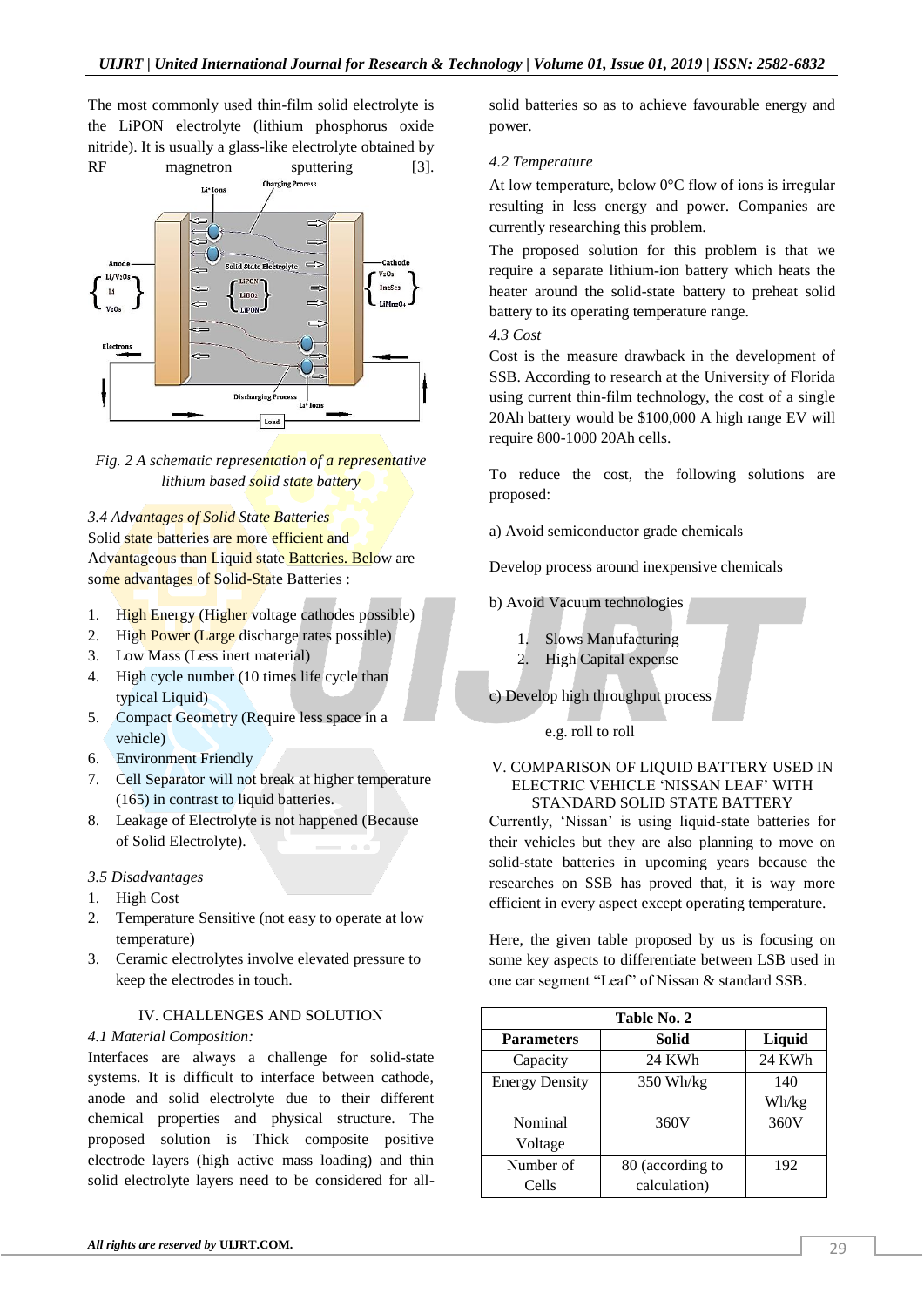The most commonly used thin-film solid electrolyte is the LiPON electrolyte (lithium phosphorus oxide nitride). It is usually a glass-like electrolyte obtained by RF magnetron sputtering [3].

*Fig. 2 A schematic representation of a representative lithium based solid state battery*

### 3.4 Advantages of Solid State Batteries

Solid state batteries are more efficient and Advantageous than Liquid state Batteries. Below are some advantages of Solid-State Batteries :

1. High Energy (Higher voltage cathodes possible)
2. High Power (Large discharge rates possible)
3. Low Mass (Less inert material)
4. High cycle number (10 times life cycle than typical Liquid)
5. Compact Geometry (Require less space in a vehicle)
6. Environment Friendly
7. Cell Separator will not break at higher temperature (165) in contrast to liquid batteries.
8. Leakage of Electrolyte is not happened (Because of Solid Electrolyte).

### 3.5 Disadvantages

1. High Cost
2. Temperature Sensitive (not easy to operate at low temperature)
3. Ceramic electrolytes involve elevated pressure to keep the electrodes in touch.

## IV. CHALLENGES AND SOLUTION

### 4.1 Material Composition:

Interfaces are always a challenge for solid-state systems. It is difficult to interface between cathode, anode and solid electrolyte due to their different chemical properties and physical structure. The proposed solution is Thick composite positive electrode layers (high active mass loading) and thin solid electrolyte layers need to be considered for all-solid batteries so as to achieve favourable energy and power.

### 4.2 Temperature

At low temperature, below 0°C flow of ions is irregular resulting in less energy and power. Companies are currently researching this problem.

The proposed solution for this problem is that we require a separate lithium-ion battery which heats the heater around the solid-state battery to preheat solid battery to its operating temperature range.

### 4.3 Cost

Cost is the measure drawback in the development of SSB. According to research at the University of Florida using current thin-film technology, the cost of a single 20Ah battery would be $100,000 A high range EV will require 800-1000 20Ah cells.

To reduce the cost, the following solutions are proposed:

a) Avoid semiconductor grade chemicals

Develop process around inexpensive chemicals

b) Avoid Vacuum technologies

1. Slows Manufacturing
2. High Capital expense

c) Develop high throughput process

e.g. roll to roll

## V. COMPARISON OF LIQUID BATTERY USED IN ELECTRIC VEHICLE 'NISSAN LEAF' WITH STANDARD SOLID STATE BATTERY

Currently, 'Nissan' is using liquid-state batteries for their vehicles but they are also planning to move on solid-state batteries in upcoming years because the researches on SSB has proved that, it is way more efficient in every aspect except operating temperature.

Here, the given table proposed by us is focusing on some key aspects to differentiate between LSB used in one car segment "Leaf" of Nissan & standard SSB.

Table No. 2

| Parameters | Solid | Liquid |
|---|---|---|
| Capacity | 24 KWh | 24 KWh |
| Energy Density | 350 Wh/kg | 140 Wh/kg |
| Nominal Voltage | 360V | 360V |
| Number of Cells | 80 (according to calculation) | 192 |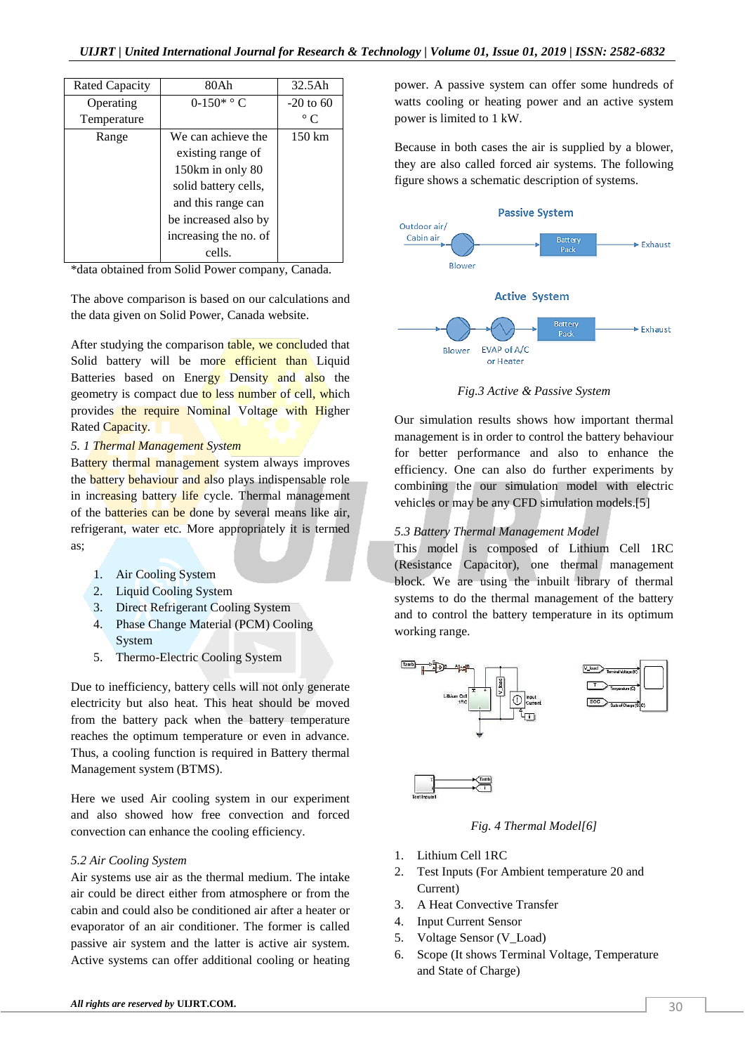| Rated Capacity | 80Ah | 32.5Ah |
|---|---|---|
| Operating Temperature | 0-150* ° C | -20 to 60 ° C |
| Range | We can achieve the existing range of 150km in only 80 solid battery cells, and this range can be increased also by increasing the no. of cells. | 150 km |

*data obtained from Solid Power company, Canada.

The above comparison is based on our calculations and the data given on Solid Power, Canada website.

After studying the comparison table, we concluded that Solid battery will be more efficient than Liquid Batteries based on Energy Density and also the geometry is compact due to less number of cell, which provides the require Nominal Voltage with Higher Rated Capacity.

### *5. 1 Thermal Management System*

Battery thermal management system always improves the battery behaviour and also plays indispensable role in increasing battery life cycle. Thermal management of the batteries can be done by several means like air, refrigerant, water etc. More appropriately it is termed as;

1. Air Cooling System
2. Liquid Cooling System
3. Direct Refrigerant Cooling System
4. Phase Change Material (PCM) Cooling System
5. Thermo-Electric Cooling System

Due to inefficiency, battery cells will not only generate electricity but also heat. This heat should be moved from the battery pack when the battery temperature reaches the optimum temperature or even in advance. Thus, a cooling function is required in Battery thermal Management system (BTMS).

Here we used Air cooling system in our experiment and also showed how free convection and forced convection can enhance the cooling efficiency.

### *5.2 Air Cooling System*

Air systems use air as the thermal medium. The intake air could be direct either from atmosphere or from the cabin and could also be conditioned air after a heater or evaporator of an air conditioner. The former is called passive air system and the latter is active air system. Active systems can offer additional cooling or heating power. A passive system can offer some hundreds of watts cooling or heating power and an active system power is limited to 1 kW.

Because in both cases the air is supplied by a blower, they are also called forced air systems. The following figure shows a schematic description of systems.

*Fig.3 Active & Passive System*

Our simulation results shows how important thermal management is in order to control the battery behaviour for better performance and also to enhance the efficiency. One can also do further experiments by combining the our simulation model with electric vehicles or may be any CFD simulation models.[5]

### *5.3 Battery Thermal Management Model*

This model is composed of Lithium Cell 1RC (Resistance Capacitor), one thermal management block. We are using the inbuilt library of thermal systems to do the thermal management of the battery and to control the battery temperature in its optimum working range.

*Fig. 4 Thermal Model[6]*

1. Lithium Cell 1RC
2. Test Inputs (For Ambient temperature 20 and Current)
3. A Heat Convective Transfer
4. Input Current Sensor
5. Voltage Sensor (V_Load)
6. Scope (It shows Terminal Voltage, Temperature and State of Charge)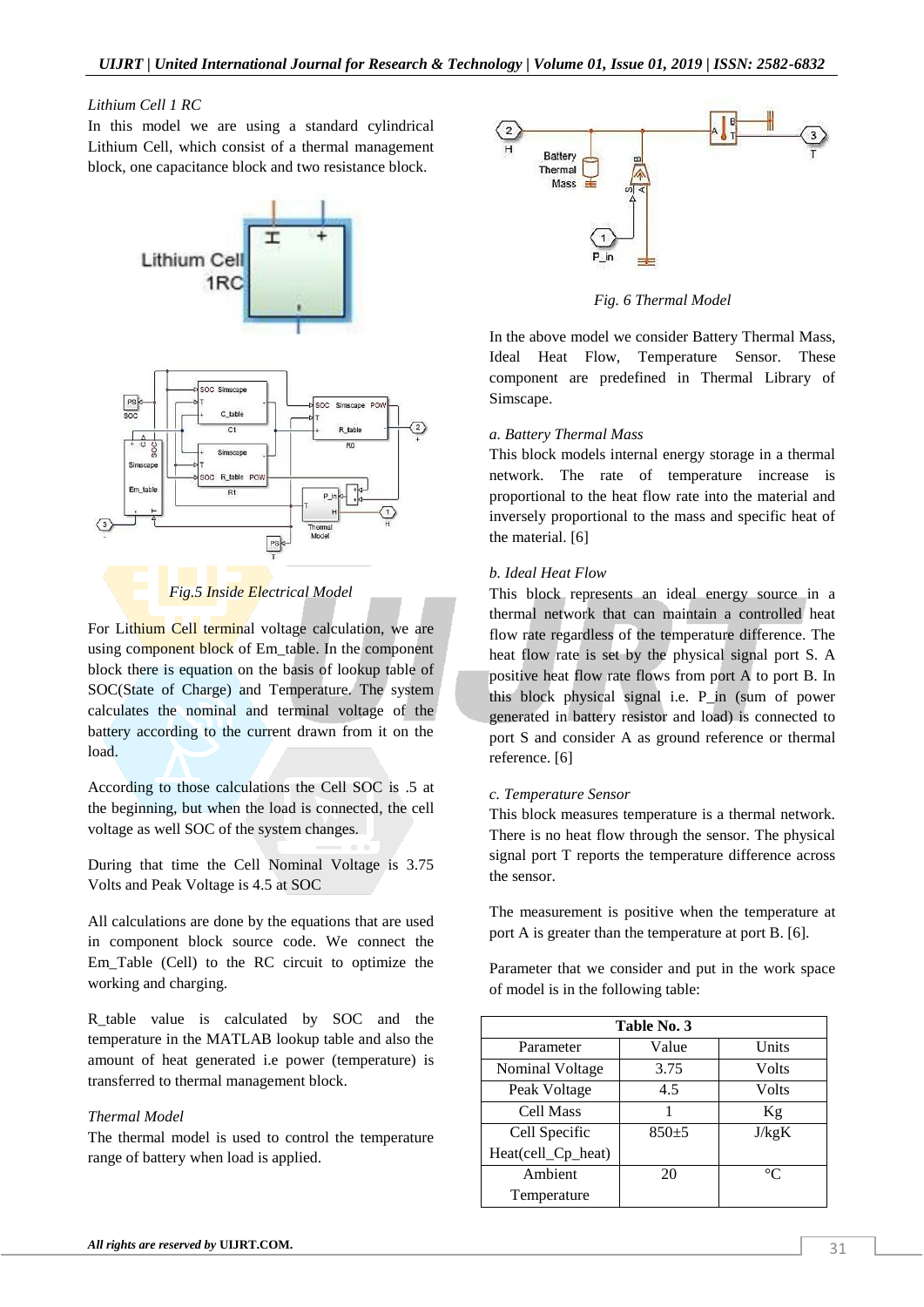*Lithium Cell 1 RC*

In this model we are using a standard cylindrical Lithium Cell, which consist of a thermal management block, one capacitance block and two resistance block.

*Fig.5 Inside Electrical Model*

For Lithium Cell terminal voltage calculation, we are using component block of Em_table. In the component block there is equation on the basis of lookup table of SOC(State of Charge) and Temperature. The system calculates the nominal and terminal voltage of the battery according to the current drawn from it on the load.

According to those calculations the Cell SOC is .5 at the beginning, but when the load is connected, the cell voltage as well SOC of the system changes.

During that time the Cell Nominal Voltage is 3.75 Volts and Peak Voltage is 4.5 at SOC

All calculations are done by the equations that are used in component block source code. We connect the Em_Table (Cell) to the RC circuit to optimize the working and charging.

R_table value is calculated by SOC and the temperature in the MATLAB lookup table and also the amount of heat generated i.e power (temperature) is transferred to thermal management block.

*Thermal Model*

The thermal model is used to control the temperature range of battery when load is applied.

*Fig. 6 Thermal Model*

In the above model we consider Battery Thermal Mass, Ideal Heat Flow, Temperature Sensor. These component are predefined in Thermal Library of Simscape.

*a. Battery Thermal Mass*

This block models internal energy storage in a thermal network. The rate of temperature increase is proportional to the heat flow rate into the material and inversely proportional to the mass and specific heat of the material. [6]

*b. Ideal Heat Flow*

This block represents an ideal energy source in a thermal network that can maintain a controlled heat flow rate regardless of the temperature difference. The heat flow rate is set by the physical signal port S. A positive heat flow rate flows from port A to port B. In this block physical signal i.e. P_in (sum of power generated in battery resistor and load) is connected to port S and consider A as ground reference or thermal reference. [6]

*c. Temperature Sensor*

This block measures temperature is a thermal network. There is no heat flow through the sensor. The physical signal port T reports the temperature difference across the sensor.

The measurement is positive when the temperature at port A is greater than the temperature at port B. [6].

Parameter that we consider and put in the work space of model is in the following table:

| Table No. 3 | | |
|---|---|---|
| Parameter | Value | Units |
| Nominal Voltage | 3.75 | Volts |
| Peak Voltage | 4.5 | Volts |
| Cell Mass | 1 | Kg |
| Cell Specific Heat(cell_Cp_heat) | 850±5 | J/kgK |
| Ambient Temperature | 20 | °C |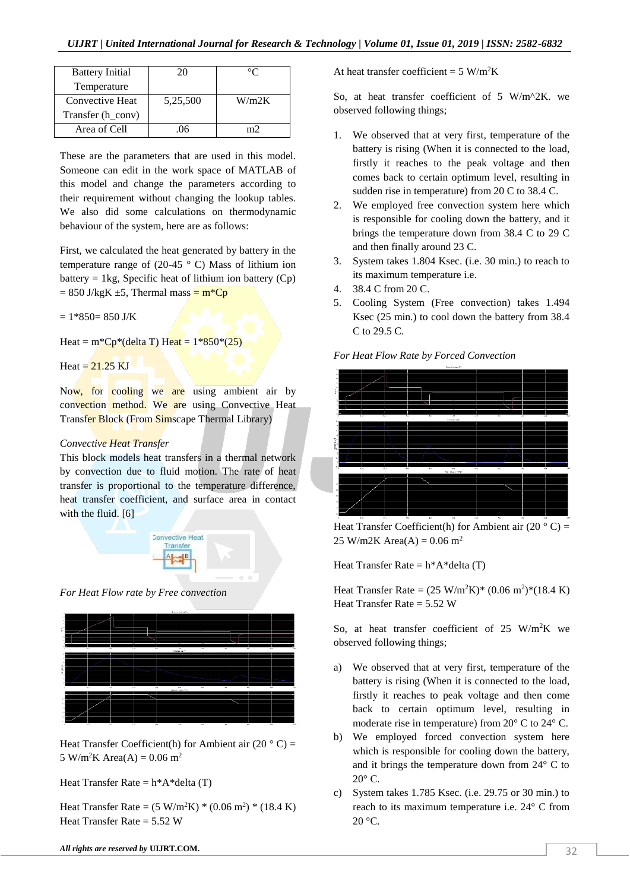| Battery Initial Temperature | 20 | °C |
| --- | --- | --- |
| Convective Heat Transfer (h_conv) | 5,25,500 | W/m2K |
| Area of Cell | .06 | m2 |

These are the parameters that are used in this model. Someone can edit in the work space of MATLAB of this model and change the parameters according to their requirement without changing the lookup tables. We also did some calculations on thermodynamic behaviour of the system, here are as follows:

First, we calculated the heat generated by battery in the temperature range of (20-45 ° C) Mass of lithium ion battery = 1kg, Specific heat of lithium ion battery (Cp) = 850 J/kgK ±5, Thermal mass = m*Cp

= 1*850= 850 J/K

Heat = m*Cp*(delta T) Heat = 1*850*(25)

Heat = 21.25 KJ

Now, for cooling we are using ambient air by convection method. We are using Convective Heat Transfer Block (From Simscape Thermal Library)

*Convective Heat Transfer*

This block models heat transfers in a thermal network by convection due to fluid motion. The rate of heat transfer is proportional to the temperature difference, heat transfer coefficient, and surface area in contact with the fluid. [6]

*For Heat Flow rate by Free convection*

Heat Transfer Coefficient(h) for Ambient air (20 ° C) = 5 W/m$^2$K Area(A) = 0.06 m$^2$

Heat Transfer Rate = h*A*delta (T)

Heat Transfer Rate = (5 W/m$^2$K) * (0.06 m$^2$) * (18.4 K)
Heat Transfer Rate = 5.52 W

At heat transfer coefficient = 5 W/m$^2$K

So, at heat transfer coefficient of 5 W/m^2K. we observed following things;

1. We observed that at very first, temperature of the battery is rising (When it is connected to the load, firstly it reaches to the peak voltage and then comes back to certain optimum level, resulting in sudden rise in temperature) from 20 C to 38.4 C.
2. We employed free convection system here which is responsible for cooling down the battery, and it brings the temperature down from 38.4 C to 29 C and then finally around 23 C.
3. System takes 1.804 Ksec. (i.e. 30 min.) to reach to its maximum temperature i.e.
4. 38.4 C from 20 C.
5. Cooling System (Free convection) takes 1.494 Ksec (25 min.) to cool down the battery from 38.4 C to 29.5 C.

*For Heat Flow Rate by Forced Convection*

Heat Transfer Coefficient(h) for Ambient air (20 ° C) = 25 W/m2K Area(A) = 0.06 m$^2$

Heat Transfer Rate = h*A*delta (T)

Heat Transfer Rate = (25 W/m$^2$K)* (0.06 m$^2$)*(18.4 K)
Heat Transfer Rate = 5.52 W

So, at heat transfer coefficient of 25 W/m$^2$K we observed following things;

a) We observed that at very first, temperature of the battery is rising (When it is connected to the load, firstly it reaches to peak voltage and then come back to certain optimum level, resulting in moderate rise in temperature) from 20° C to 24° C.
b) We employed forced convection system here which is responsible for cooling down the battery, and it brings the temperature down from 24° C to 20° C.
c) System takes 1.785 Ksec. (i.e. 29.75 or 30 min.) to reach to its maximum temperature i.e. 24° C from 20 °C.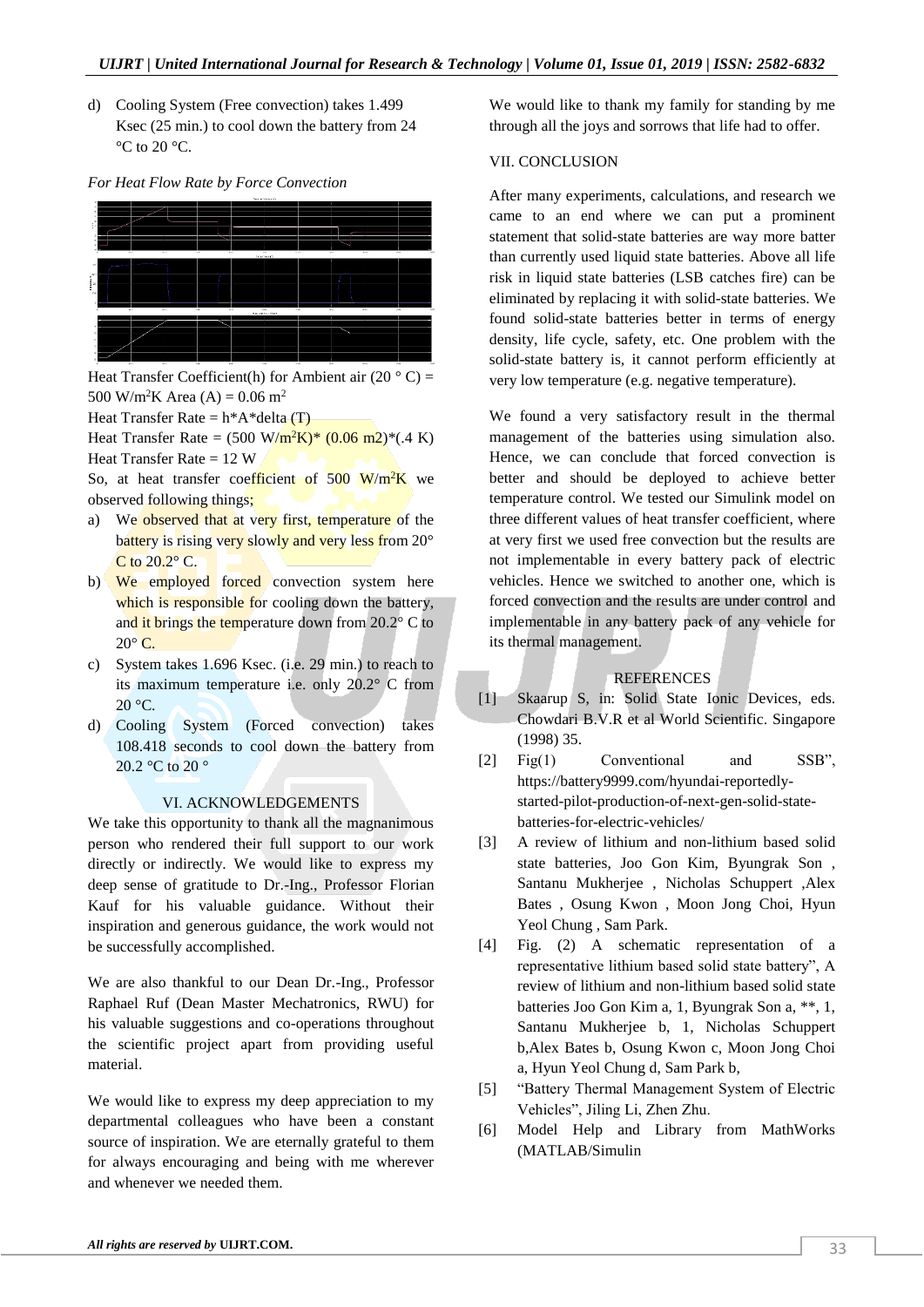d) Cooling System (Free convection) takes 1.499 Ksec (25 min.) to cool down the battery from 24 °C to 20 °C.

*For Heat Flow Rate by Force Convection*

Heat Transfer Coefficient(h) for Ambient air (20 ° C) = 500 W/m$^2$K Area (A) = 0.06 m$^2$

Heat Transfer Rate = h*A*delta (T)

Heat Transfer Rate = (500 W/m$^2$K)* (0.06 m2)*(.4 K)

Heat Transfer Rate = 12 W

So, at heat transfer coefficient of 500 W/m$^2$K we observed following things;

a) We observed that at very first, temperature of the battery is rising very slowly and very less from 20° C to 20.2° C.
b) We employed forced convection system here which is responsible for cooling down the battery, and it brings the temperature down from 20.2° C to 20° C.
c) System takes 1.696 Ksec. (i.e. 29 min.) to reach to its maximum temperature i.e. only 20.2° C from 20 °C.
d) Cooling System (Forced convection) takes 108.418 seconds to cool down the battery from 20.2 °C to 20 °

## VI. ACKNOWLEDGEMENTS

We take this opportunity to thank all the magnanimous person who rendered their full support to our work directly or indirectly. We would like to express my deep sense of gratitude to Dr.-Ing., Professor Florian Kauf for his valuable guidance. Without their inspiration and generous guidance, the work would not be successfully accomplished.

We are also thankful to our Dean Dr.-Ing., Professor Raphael Ruf (Dean Master Mechatronics, RWU) for his valuable suggestions and co-operations throughout the scientific project apart from providing useful material.

We would like to express my deep appreciation to my departmental colleagues who have been a constant source of inspiration. We are eternally grateful to them for always encouraging and being with me wherever and whenever we needed them.

We would like to thank my family for standing by me through all the joys and sorrows that life had to offer.

## VII. CONCLUSION

After many experiments, calculations, and research we came to an end where we can put a prominent statement that solid-state batteries are way more batter than currently used liquid state batteries. Above all life risk in liquid state batteries (LSB catches fire) can be eliminated by replacing it with solid-state batteries. We found solid-state batteries better in terms of energy density, life cycle, safety, etc. One problem with the solid-state battery is, it cannot perform efficiently at very low temperature (e.g. negative temperature).

We found a very satisfactory result in the thermal management of the batteries using simulation also. Hence, we can conclude that forced convection is better and should be deployed to achieve better temperature control. We tested our Simulink model on three different values of heat transfer coefficient, where at very first we used free convection but the results are not implementable in every battery pack of electric vehicles. Hence we switched to another one, which is forced convection and the results are under control and implementable in any battery pack of any vehicle for its thermal management.

## REFERENCES

[1] Skaarup S, in: Solid State Ionic Devices, eds. Chowdari B.V.R et al World Scientific. Singapore (1998) 35.

[2] Fig(1) Conventional and SSB", https://battery9999.com/hyundai-reportedly-started-pilot-production-of-next-gen-solid-state-batteries-for-electric-vehicles/

[3] A review of lithium and non-lithium based solid state batteries, Joo Gon Kim, Byungrak Son , Santanu Mukherjee , Nicholas Schuppert ,Alex Bates , Osung Kwon , Moon Jong Choi, Hyun Yeol Chung , Sam Park.

[4] Fig. (2) A schematic representation of a representative lithium based solid state battery", A review of lithium and non-lithium based solid state batteries Joo Gon Kim a, 1, Byungrak Son a, **, 1, Santanu Mukherjee b, 1, Nicholas Schuppert b,Alex Bates b, Osung Kwon c, Moon Jong Choi a, Hyun Yeol Chung d, Sam Park b,

[5] "Battery Thermal Management System of Electric Vehicles", Jiling Li, Zhen Zhu.

[6] Model Help and Library from MathWorks (MATLAB/Simulin